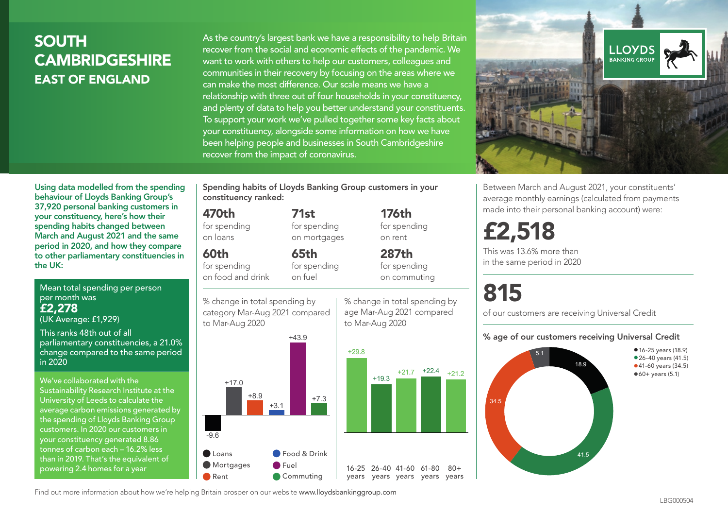# SOUTH CAMBRIDGESHIRE
## EAST OF ENGLAND

As the country's largest bank we have a responsibility to help Britain recover from the social and economic effects of the pandemic. We want to work with others to help our customers, colleagues and communities in their recovery by focusing on the areas where we can make the most difference. Our scale means we have a relationship with three out of four households in your constituency, and plenty of data to help you better understand your constituents. To support your work we've pulled together some key facts about your constituency, alongside some information on how we have been helping people and businesses in South Cambridgeshire recover from the impact of coronavirus.

**Using data modelled from the spending behaviour of Lloyds Banking Group's 37,920 personal banking customers in your constituency, here's how their spending habits changed between March and August 2021 and the same period in 2020, and how they compare to other parliamentary constituencies in the UK:**

Mean total spending per person per month was
**£2,278**
(UK Average: £1,929)

This ranks 48th out of all parliamentary constituencies, a 21.0% change compared to the same period in 2020

We've collaborated with the Sustainability Research Institute at the University of Leeds to calculate the average carbon emissions generated by the spending of Lloyds Banking Group customers. In 2020 our customers in your constituency generated 8.86 tonnes of carbon each – 16.2% less than in 2019. That's the equivalent of powering 2.4 homes for a year

**Spending habits of Lloyds Banking Group customers in your constituency ranked:**

- **470th** for spending on loans
- **71st** for spending on mortgages
- **176th** for spending on rent
- **60th** for spending on food and drink
- **65th** for spending on fuel
- **287th** for spending on commuting

% change in total spending by category Mar-Aug 2021 compared to Mar-Aug 2020

| Category | % change |
|---|---|
| Loans | -9.6 |
| Mortgages | +17.0 |
| Rent | +8.9 |
| Food & Drink | +3.1 |
| Fuel | +43.9 |
| Commuting | +7.3 |

% change in total spending by age Mar-Aug 2021 compared to Mar-Aug 2020

| Age | % change |
|---|---|
| 16-25 years | +29.8 |
| 26-40 years | +19.3 |
| 41-60 years | +21.7 |
| 61-80 years | +22.4 |
| 80+ years | +21.2 |

Between March and August 2021, your constituents' average monthly earnings (calculated from payments made into their personal banking account) were:

**£2,518**

This was 13.6% more than in the same period in 2020

**815**

of our customers are receiving Universal Credit

**% age of our customers receiving Universal Credit**

| Age | % |
|---|---|
| 16-25 years | 18.9 |
| 26-40 years | 41.5 |
| 41-60 years | 34.5 |
| 60+ years | 5.1 |

Find out more information about how we're helping Britain prosper on our website www.lloydsbankinggroup.com

LBG000504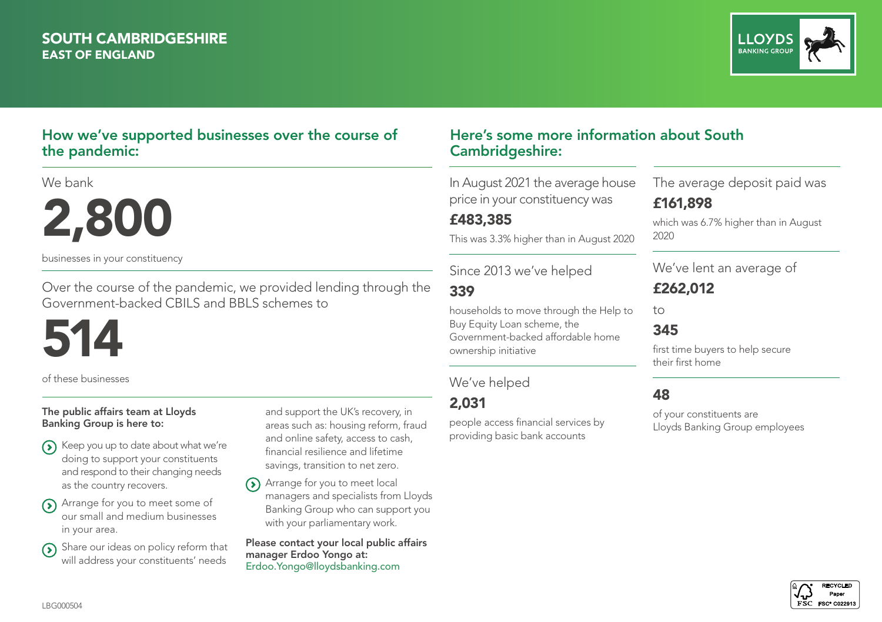# SOUTH CAMBRIDGESHIRE
## EAST OF ENGLAND

## How we've supported businesses over the course of the pandemic:

We bank

**2,800**

businesses in your constituency

Over the course of the pandemic, we provided lending through the Government-backed CBILS and BBLS schemes to

**514**

of these businesses

**The public affairs team at Lloyds Banking Group is here to:**

- Keep you up to date about what we're doing to support your constituents and respond to their changing needs as the country recovers.
- Arrange for you to meet some of our small and medium businesses in your area.
- Share our ideas on policy reform that will address your constituents' needs and support the UK's recovery, in areas such as: housing reform, fraud and online safety, access to cash, financial resilience and lifetime savings, transition to net zero.
- Arrange for you to meet local managers and specialists from Lloyds Banking Group who can support you with your parliamentary work.

**Please contact your local public affairs manager Erdoo Yongo at:**
Erdoo.Yongo@lloydsbanking.com

## Here's some more information about South Cambridgeshire:

In August 2021 the average house price in your constituency was

**£483,385**

This was 3.3% higher than in August 2020

The average deposit paid was

**£161,898**

which was 6.7% higher than in August 2020

Since 2013 we've helped

**339**

households to move through the Help to Buy Equity Loan scheme, the Government-backed affordable home ownership initiative

We've lent an average of

**£262,012**

to

**345**

first time buyers to help secure their first home

We've helped

**2,031**

people access financial services by providing basic bank accounts

**48**

of your constituents are Lloyds Banking Group employees

LBG000504